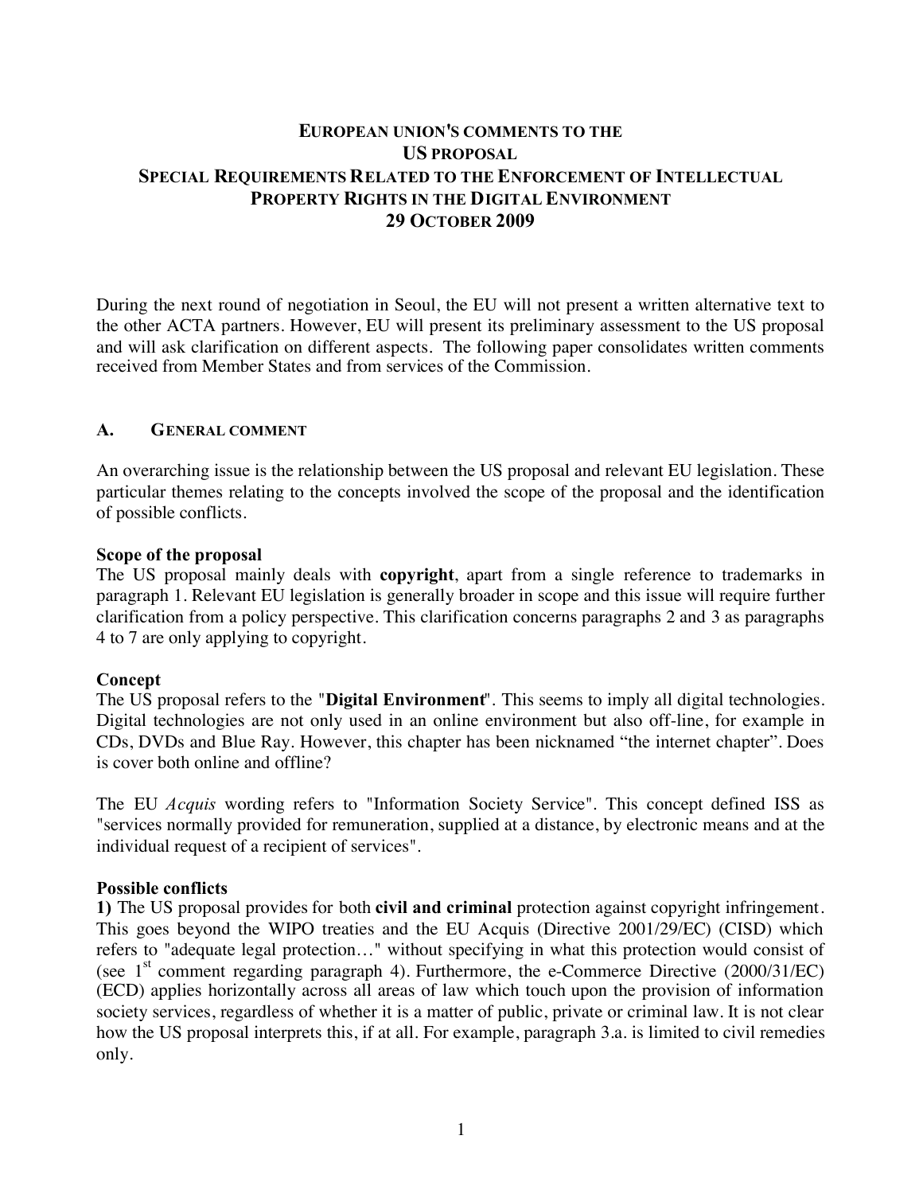# EUROPEAN UNION'S COMMENTS TO THE US PROPOSAL SPECIAL REQUIREMENTS RELATED TO THE ENFORCEMENT OF INTELLECTUAL PROPERTY RIGHTS IN THE DIGITAL ENVIRONMENT 29 OCTOBER 2009

During the next round of negotiation in Seoul, the EU will not present a written alternative text to the other ACTA partners. However, EU will present its preliminary assessment to the US proposal and will ask clarification on different aspects. The following paper consolidates written comments received from Member States and from services of the Commission.

## A. GENERAL COMMENT

An overarching issue is the relationship between the US proposal and relevant EU legislation. These particular themes relating to the concepts involved the scope of the proposal and the identification of possible conflicts.

**Scope of the proposal**

The US proposal mainly deals with **copyright**, apart from a single reference to trademarks in paragraph 1. Relevant EU legislation is generally broader in scope and this issue will require further clarification from a policy perspective. This clarification concerns paragraphs 2 and 3 as paragraphs 4 to 7 are only applying to copyright.

**Concept**

The US proposal refers to the "**Digital Environment**". This seems to imply all digital technologies. Digital technologies are not only used in an online environment but also off-line, for example in CDs, DVDs and Blue Ray. However, this chapter has been nicknamed "the internet chapter". Does is cover both online and offline?

The EU *Acquis* wording refers to "Information Society Service". This concept defined ISS as "services normally provided for remuneration, supplied at a distance, by electronic means and at the individual request of a recipient of services".

**Possible conflicts**

**1)** The US proposal provides for both **civil and criminal** protection against copyright infringement. This goes beyond the WIPO treaties and the EU Acquis (Directive 2001/29/EC) (CISD) which refers to "adequate legal protection…" without specifying in what this protection would consist of (see 1st comment regarding paragraph 4). Furthermore, the e-Commerce Directive (2000/31/EC) (ECD) applies horizontally across all areas of law which touch upon the provision of information society services, regardless of whether it is a matter of public, private or criminal law. It is not clear how the US proposal interprets this, if at all. For example, paragraph 3.a. is limited to civil remedies only.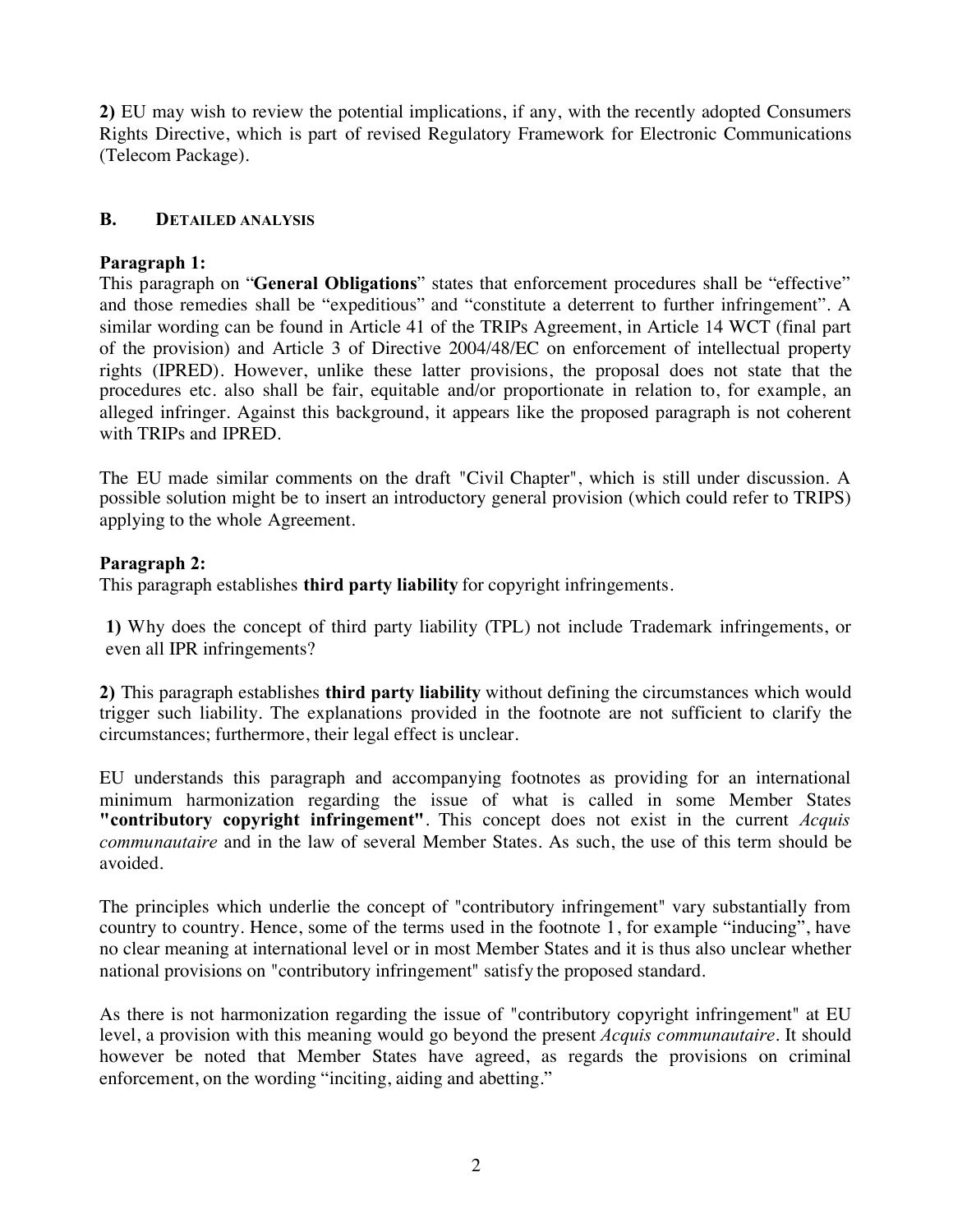**2)** EU may wish to review the potential implications, if any, with the recently adopted Consumers Rights Directive, which is part of revised Regulatory Framework for Electronic Communications (Telecom Package).

## B. DETAILED ANALYSIS

**Paragraph 1:**
This paragraph on "**General Obligations**" states that enforcement procedures shall be "effective" and those remedies shall be "expeditious" and "constitute a deterrent to further infringement". A similar wording can be found in Article 41 of the TRIPs Agreement, in Article 14 WCT (final part of the provision) and Article 3 of Directive 2004/48/EC on enforcement of intellectual property rights (IPRED). However, unlike these latter provisions, the proposal does not state that the procedures etc. also shall be fair, equitable and/or proportionate in relation to, for example, an alleged infringer. Against this background, it appears like the proposed paragraph is not coherent with TRIPs and IPRED.

The EU made similar comments on the draft "Civil Chapter", which is still under discussion. A possible solution might be to insert an introductory general provision (which could refer to TRIPS) applying to the whole Agreement.

**Paragraph 2:**
This paragraph establishes **third party liability** for copyright infringements.

**1)** Why does the concept of third party liability (TPL) not include Trademark infringements, or even all IPR infringements?

**2)** This paragraph establishes **third party liability** without defining the circumstances which would trigger such liability. The explanations provided in the footnote are not sufficient to clarify the circumstances; furthermore, their legal effect is unclear.

EU understands this paragraph and accompanying footnotes as providing for an international minimum harmonization regarding the issue of what is called in some Member States **"contributory copyright infringement"**. This concept does not exist in the current *Acquis communautaire* and in the law of several Member States. As such, the use of this term should be avoided.

The principles which underlie the concept of "contributory infringement" vary substantially from country to country. Hence, some of the terms used in the footnote 1, for example "inducing", have no clear meaning at international level or in most Member States and it is thus also unclear whether national provisions on "contributory infringement" satisfy the proposed standard.

As there is not harmonization regarding the issue of "contributory copyright infringement" at EU level, a provision with this meaning would go beyond the present *Acquis communautaire*. It should however be noted that Member States have agreed, as regards the provisions on criminal enforcement, on the wording "inciting, aiding and abetting."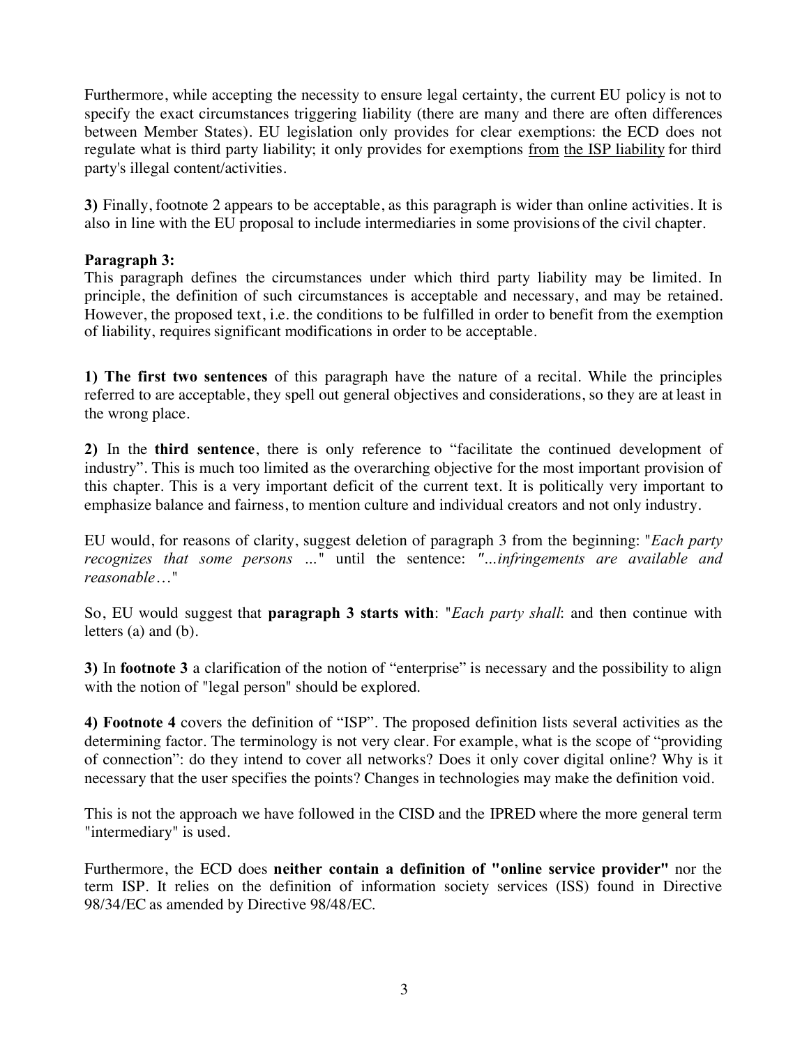Furthermore, while accepting the necessity to ensure legal certainty, the current EU policy is not to specify the exact circumstances triggering liability (there are many and there are often differences between Member States). EU legislation only provides for clear exemptions: the ECD does not regulate what is third party liability; it only provides for exemptions <u>from</u> <u>the ISP liability</u> for third party's illegal content/activities.

**3)** Finally, footnote 2 appears to be acceptable, as this paragraph is wider than online activities. It is also in line with the EU proposal to include intermediaries in some provisions of the civil chapter.

**Paragraph 3:**
This paragraph defines the circumstances under which third party liability may be limited. In principle, the definition of such circumstances is acceptable and necessary, and may be retained. However, the proposed text, i.e. the conditions to be fulfilled in order to benefit from the exemption of liability, requires significant modifications in order to be acceptable.

**1) The first two sentences** of this paragraph have the nature of a recital. While the principles referred to are acceptable, they spell out general objectives and considerations, so they are at least in the wrong place.

**2)** In the **third sentence**, there is only reference to "facilitate the continued development of industry". This is much too limited as the overarching objective for the most important provision of this chapter. This is a very important deficit of the current text. It is politically very important to emphasize balance and fairness, to mention culture and individual creators and not only industry.

EU would, for reasons of clarity, suggest deletion of paragraph 3 from the beginning: "*Each party recognizes that some persons ...*" until the sentence: "*...infringements are available and reasonable…*"

So, EU would suggest that **paragraph 3 starts with**: "*Each party shall*: and then continue with letters (a) and (b).

**3)** In **footnote 3** a clarification of the notion of "enterprise" is necessary and the possibility to align with the notion of "legal person" should be explored.

**4) Footnote 4** covers the definition of "ISP". The proposed definition lists several activities as the determining factor. The terminology is not very clear. For example, what is the scope of "providing of connection": do they intend to cover all networks? Does it only cover digital online? Why is it necessary that the user specifies the points? Changes in technologies may make the definition void.

This is not the approach we have followed in the CISD and the IPRED where the more general term "intermediary" is used.

Furthermore, the ECD does **neither contain a definition of "online service provider"** nor the term ISP. It relies on the definition of information society services (ISS) found in Directive 98/34/EC as amended by Directive 98/48/EC.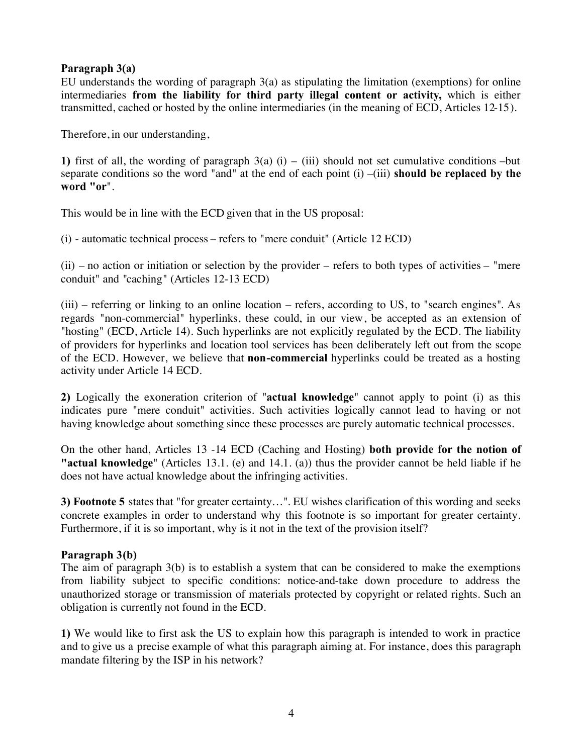**Paragraph 3(a)**

EU understands the wording of paragraph 3(a) as stipulating the limitation (exemptions) for online intermediaries **from the liability for third party illegal content or activity,** which is either transmitted, cached or hosted by the online intermediaries (in the meaning of ECD, Articles 12-15).

Therefore, in our understanding,

**1)** first of all, the wording of paragraph 3(a) (i) – (iii) should not set cumulative conditions –but separate conditions so the word "and" at the end of each point (i) –(iii) **should be replaced by the word "or"**.

This would be in line with the ECD given that in the US proposal:

(i) - automatic technical process – refers to "mere conduit" (Article 12 ECD)

(ii) – no action or initiation or selection by the provider – refers to both types of activities – "mere conduit" and "caching" (Articles 12-13 ECD)

(iii) – referring or linking to an online location – refers, according to US, to "search engines". As regards "non-commercial" hyperlinks, these could, in our view, be accepted as an extension of "hosting" (ECD, Article 14). Such hyperlinks are not explicitly regulated by the ECD. The liability of providers for hyperlinks and location tool services has been deliberately left out from the scope of the ECD. However, we believe that **non-commercial** hyperlinks could be treated as a hosting activity under Article 14 ECD.

**2)** Logically the exoneration criterion of "**actual knowledge**" cannot apply to point (i) as this indicates pure "mere conduit" activities. Such activities logically cannot lead to having or not having knowledge about something since these processes are purely automatic technical processes.

On the other hand, Articles 13 -14 ECD (Caching and Hosting) **both provide for the notion of "actual knowledge**" (Articles 13.1. (e) and 14.1. (a)) thus the provider cannot be held liable if he does not have actual knowledge about the infringing activities.

**3) Footnote 5** states that "for greater certainty…". EU wishes clarification of this wording and seeks concrete examples in order to understand why this footnote is so important for greater certainty. Furthermore, if it is so important, why is it not in the text of the provision itself?

**Paragraph 3(b)**

The aim of paragraph 3(b) is to establish a system that can be considered to make the exemptions from liability subject to specific conditions: notice-and-take down procedure to address the unauthorized storage or transmission of materials protected by copyright or related rights. Such an obligation is currently not found in the ECD.

**1)** We would like to first ask the US to explain how this paragraph is intended to work in practice and to give us a precise example of what this paragraph aiming at. For instance, does this paragraph mandate filtering by the ISP in his network?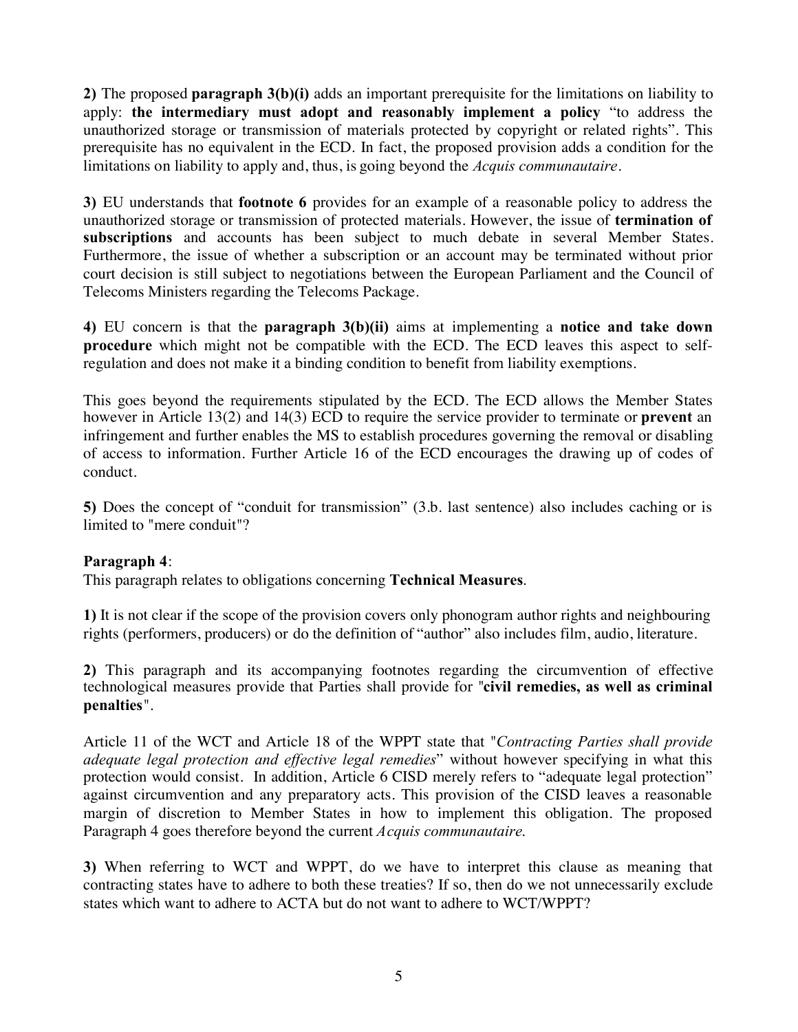**2)** The proposed **paragraph 3(b)(i)** adds an important prerequisite for the limitations on liability to apply: **the intermediary must adopt and reasonably implement a policy** "to address the unauthorized storage or transmission of materials protected by copyright or related rights". This prerequisite has no equivalent in the ECD. In fact, the proposed provision adds a condition for the limitations on liability to apply and, thus, is going beyond the *Acquis communautaire*.

**3)** EU understands that **footnote 6** provides for an example of a reasonable policy to address the unauthorized storage or transmission of protected materials. However, the issue of **termination of subscriptions** and accounts has been subject to much debate in several Member States. Furthermore, the issue of whether a subscription or an account may be terminated without prior court decision is still subject to negotiations between the European Parliament and the Council of Telecoms Ministers regarding the Telecoms Package.

**4)** EU concern is that the **paragraph 3(b)(ii)** aims at implementing a **notice and take down procedure** which might not be compatible with the ECD. The ECD leaves this aspect to self-regulation and does not make it a binding condition to benefit from liability exemptions.

This goes beyond the requirements stipulated by the ECD. The ECD allows the Member States however in Article 13(2) and 14(3) ECD to require the service provider to terminate or **prevent** an infringement and further enables the MS to establish procedures governing the removal or disabling of access to information. Further Article 16 of the ECD encourages the drawing up of codes of conduct.

**5)** Does the concept of "conduit for transmission" (3.b. last sentence) also includes caching or is limited to "mere conduit"?

**Paragraph 4**:
This paragraph relates to obligations concerning **Technical Measures**.

**1)** It is not clear if the scope of the provision covers only phonogram author rights and neighbouring rights (performers, producers) or do the definition of "author" also includes film, audio, literature.

**2)** This paragraph and its accompanying footnotes regarding the circumvention of effective technological measures provide that Parties shall provide for "**civil remedies, as well as criminal penalties**".

Article 11 of the WCT and Article 18 of the WPPT state that "*Contracting Parties shall provide adequate legal protection and effective legal remedies*" without however specifying in what this protection would consist. In addition, Article 6 CISD merely refers to "adequate legal protection" against circumvention and any preparatory acts. This provision of the CISD leaves a reasonable margin of discretion to Member States in how to implement this obligation. The proposed Paragraph 4 goes therefore beyond the current *Acquis communautaire.*

**3)** When referring to WCT and WPPT, do we have to interpret this clause as meaning that contracting states have to adhere to both these treaties? If so, then do we not unnecessarily exclude states which want to adhere to ACTA but do not want to adhere to WCT/WPPT?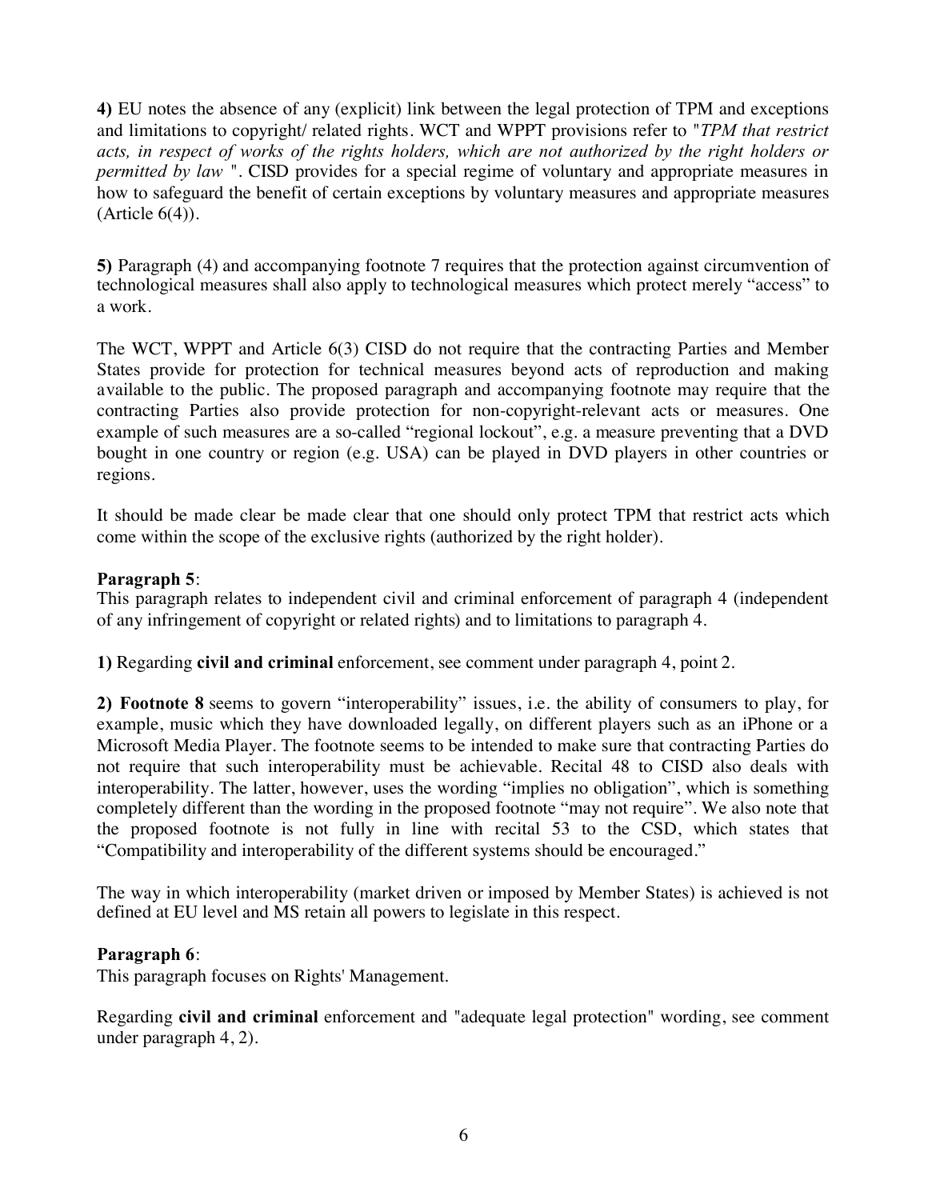**4)** EU notes the absence of any (explicit) link between the legal protection of TPM and exceptions and limitations to copyright/ related rights. WCT and WPPT provisions refer to "*TPM that restrict acts, in respect of works of the rights holders, which are not authorized by the right holders or permitted by law* ". CISD provides for a special regime of voluntary and appropriate measures in how to safeguard the benefit of certain exceptions by voluntary measures and appropriate measures (Article 6(4)).

**5)** Paragraph (4) and accompanying footnote 7 requires that the protection against circumvention of technological measures shall also apply to technological measures which protect merely “access” to a work.

The WCT, WPPT and Article 6(3) CISD do not require that the contracting Parties and Member States provide for protection for technical measures beyond acts of reproduction and making available to the public. The proposed paragraph and accompanying footnote may require that the contracting Parties also provide protection for non-copyright-relevant acts or measures. One example of such measures are a so-called “regional lockout”, e.g. a measure preventing that a DVD bought in one country or region (e.g. USA) can be played in DVD players in other countries or regions.

It should be made clear be made clear that one should only protect TPM that restrict acts which come within the scope of the exclusive rights (authorized by the right holder).

**Paragraph 5**:
This paragraph relates to independent civil and criminal enforcement of paragraph 4 (independent of any infringement of copyright or related rights) and to limitations to paragraph 4.

**1)** Regarding **civil and criminal** enforcement, see comment under paragraph 4, point 2.

**2) Footnote 8** seems to govern “interoperability” issues, i.e. the ability of consumers to play, for example, music which they have downloaded legally, on different players such as an iPhone or a Microsoft Media Player. The footnote seems to be intended to make sure that contracting Parties do not require that such interoperability must be achievable. Recital 48 to CISD also deals with interoperability. The latter, however, uses the wording “implies no obligation”, which is something completely different than the wording in the proposed footnote “may not require”. We also note that the proposed footnote is not fully in line with recital 53 to the CSD, which states that “Compatibility and interoperability of the different systems should be encouraged.”

The way in which interoperability (market driven or imposed by Member States) is achieved is not defined at EU level and MS retain all powers to legislate in this respect.

**Paragraph 6**:
This paragraph focuses on Rights' Management.

Regarding **civil and criminal** enforcement and "adequate legal protection" wording, see comment under paragraph 4, 2).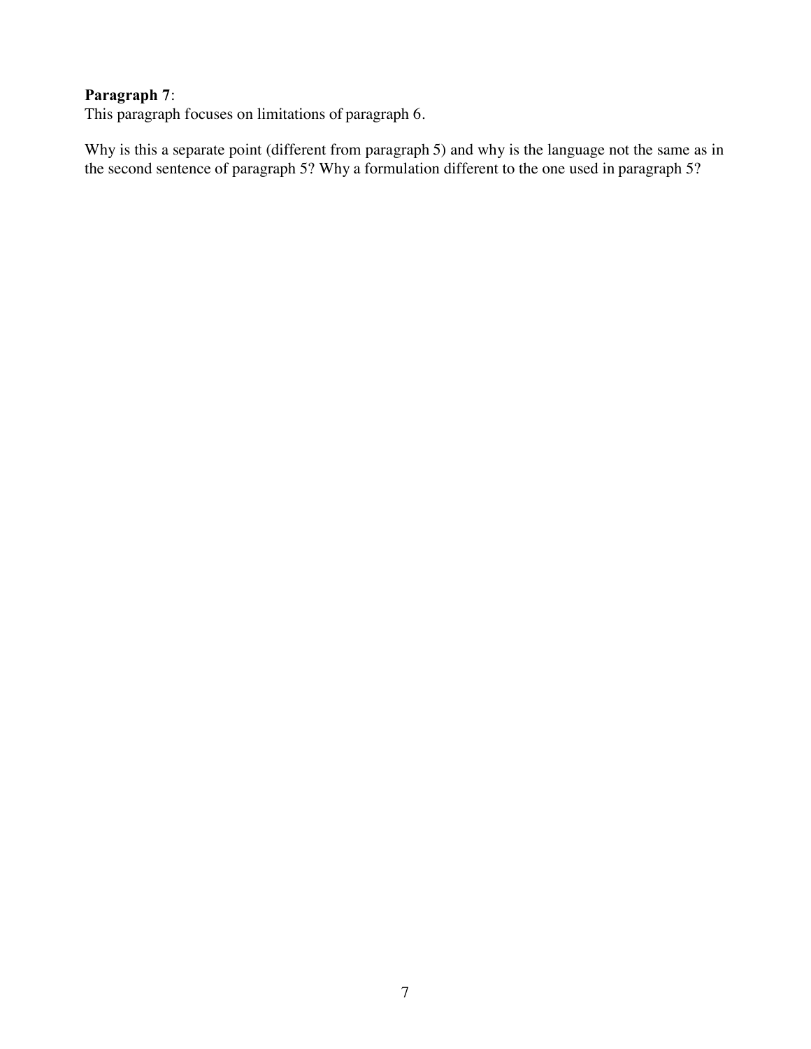**Paragraph 7**:
This paragraph focuses on limitations of paragraph 6.

Why is this a separate point (different from paragraph 5) and why is the language not the same as in the second sentence of paragraph 5? Why a formulation different to the one used in paragraph 5?